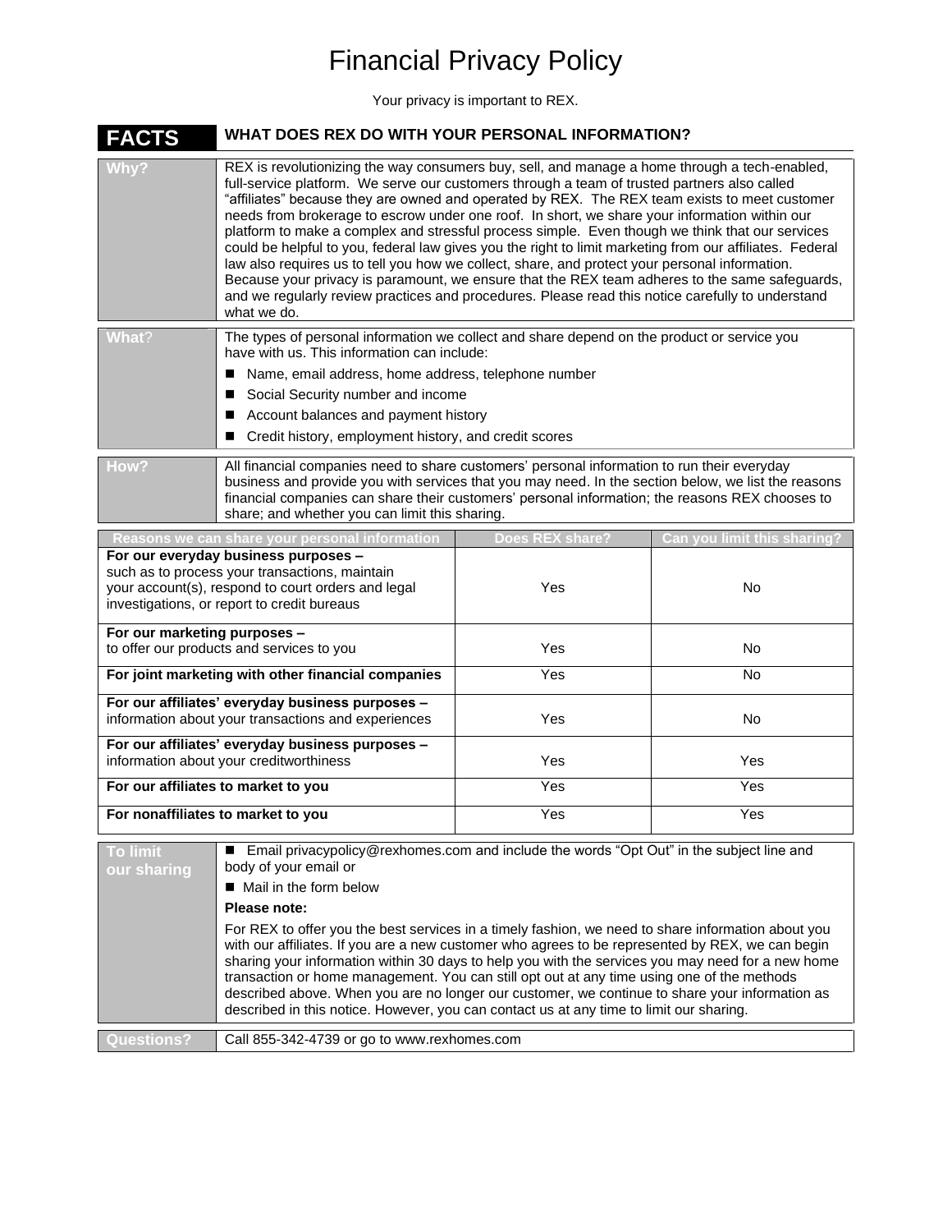# Financial Privacy Policy

Your privacy is important to REX.

| FACTS | WHAT DOES REX DO WITH YOUR PERSONAL INFORMATION? |
|---|---|
| **Why?** | REX is revolutionizing the way consumers buy, sell, and manage a home through a tech-enabled, full-service platform. We serve our customers through a team of trusted partners also called "affiliates" because they are owned and operated by REX. The REX team exists to meet customer needs from brokerage to escrow under one roof. In short, we share your information within our platform to make a complex and stressful process simple. Even though we think that our services could be helpful to you, federal law gives you the right to limit marketing from our affiliates. Federal law also requires us to tell you how we collect, share, and protect your personal information. Because your privacy is paramount, we ensure that the REX team adheres to the same safeguards, and we regularly review practices and procedures. Please read this notice carefully to understand what we do. |
| **What?** | The types of personal information we collect and share depend on the product or service you have with us. This information can include:<br>■ Name, email address, home address, telephone number<br>■ Social Security number and income<br>■ Account balances and payment history<br>■ Credit history, employment history, and credit scores |
| **How?** | All financial companies need to share customers' personal information to run their everyday business and provide you with services that you may need. In the section below, we list the reasons financial companies can share their customers' personal information; the reasons REX chooses to share; and whether you can limit this sharing. |

| Reasons we can share your personal information | Does REX share? | Can you limit this sharing? |
|---|---|---|
| **For our everyday business purposes –** such as to process your transactions, maintain your account(s), respond to court orders and legal investigations, or report to credit bureaus | Yes | No |
| **For our marketing purposes –** to offer our products and services to you | Yes | No |
| **For joint marketing with other financial companies** | Yes | No |
| **For our affiliates' everyday business purposes –** information about your transactions and experiences | Yes | No |
| **For our affiliates' everyday business purposes –** information about your creditworthiness | Yes | Yes |
| **For our affiliates to market to you** | Yes | Yes |
| **For nonaffiliates to market to you** | Yes | Yes |

| | |
|---|---|
| **To limit our sharing** | ■ Email privacypolicy@rexhomes.com and include the words "Opt Out" in the subject line and body of your email or<br>■ Mail in the form below<br>**Please note:**<br>For REX to offer you the best services in a timely fashion, we need to share information about you with our affiliates. If you are a new customer who agrees to be represented by REX, we can begin sharing your information within 30 days to help you with the services you may need for a new home transaction or home management. You can still opt out at any time using one of the methods described above. When you are no longer our customer, we continue to share your information as described in this notice. However, you can contact us at any time to limit our sharing. |
| **Questions?** | Call 855-342-4739 or go to www.rexhomes.com |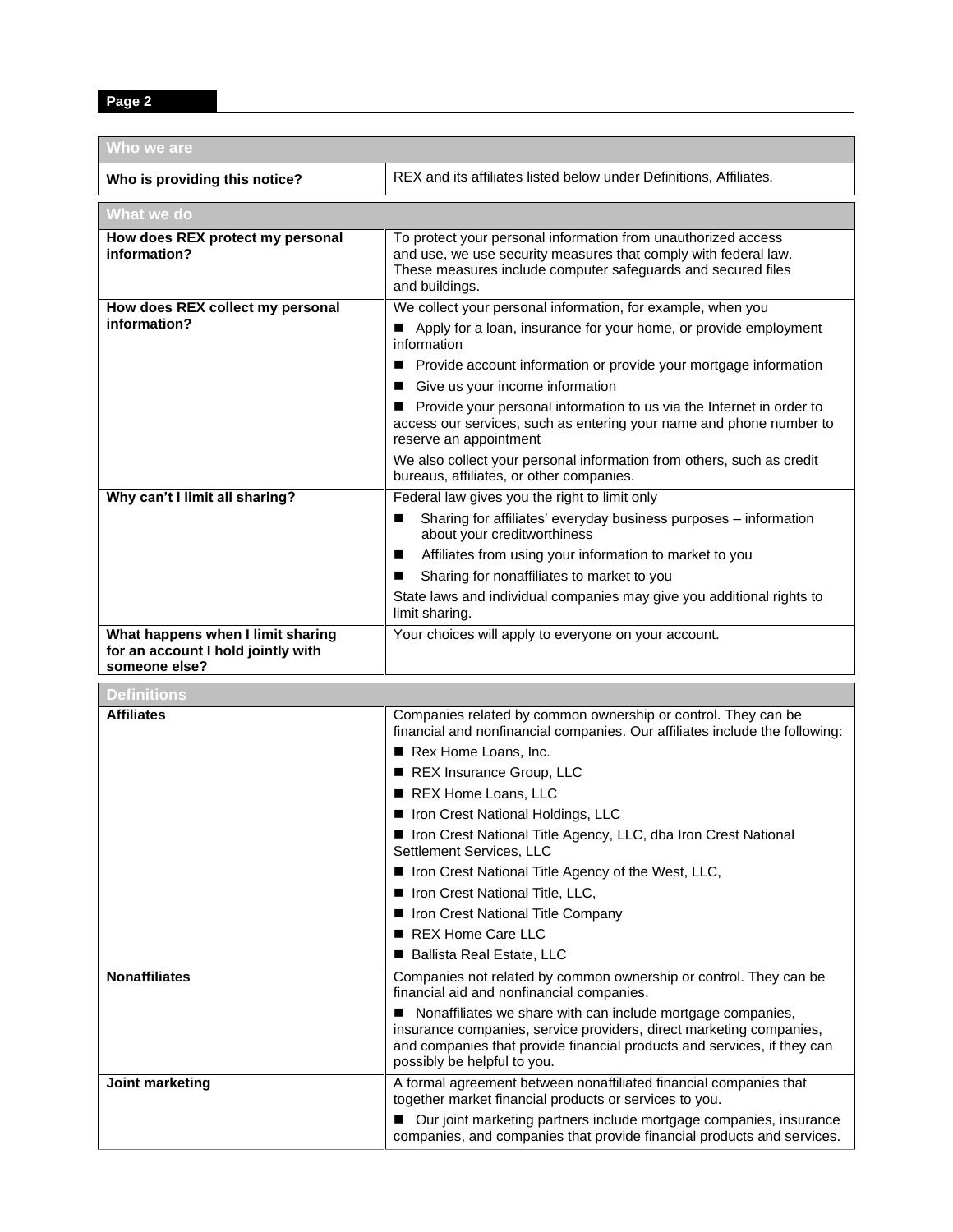| Who we are | |
|---|---|
| **Who is providing this notice?** | REX and its affiliates listed below under Definitions, Affiliates. |

| What we do | |
|---|---|
| **How does REX protect my personal information?** | To protect your personal information from unauthorized access and use, we use security measures that comply with federal law. These measures include computer safeguards and secured files and buildings. |
| **How does REX collect my personal information?** | We collect your personal information, for example, when you<br>■ Apply for a loan, insurance for your home, or provide employment information<br>■ Provide account information or provide your mortgage information<br>■ Give us your income information<br>■ Provide your personal information to us via the Internet in order to access our services, such as entering your name and phone number to reserve an appointment<br>We also collect your personal information from others, such as credit bureaus, affiliates, or other companies. |
| **Why can't I limit all sharing?** | Federal law gives you the right to limit only<br>■ Sharing for affiliates' everyday business purposes – information about your creditworthiness<br>■ Affiliates from using your information to market to you<br>■ Sharing for nonaffiliates to market to you<br>State laws and individual companies may give you additional rights to limit sharing. |
| **What happens when I limit sharing for an account I hold jointly with someone else?** | Your choices will apply to everyone on your account. |

| Definitions | |
|---|---|
| **Affiliates** | Companies related by common ownership or control. They can be financial and nonfinancial companies. Our affiliates include the following:<br>■ Rex Home Loans, Inc.<br>■ REX Insurance Group, LLC<br>■ REX Home Loans, LLC<br>■ Iron Crest National Holdings, LLC<br>■ Iron Crest National Title Agency, LLC, dba Iron Crest National Settlement Services, LLC<br>■ Iron Crest National Title Agency of the West, LLC,<br>■ Iron Crest National Title, LLC,<br>■ Iron Crest National Title Company<br>■ REX Home Care LLC<br>■ Ballista Real Estate, LLC |
| **Nonaffiliates** | Companies not related by common ownership or control. They can be financial aid and nonfinancial companies.<br>■ Nonaffiliates we share with can include mortgage companies, insurance companies, service providers, direct marketing companies, and companies that provide financial products and services, if they can possibly be helpful to you. |
| **Joint marketing** | A formal agreement between nonaffiliated financial companies that together market financial products or services to you.<br>■ Our joint marketing partners include mortgage companies, insurance companies, and companies that provide financial products and services. |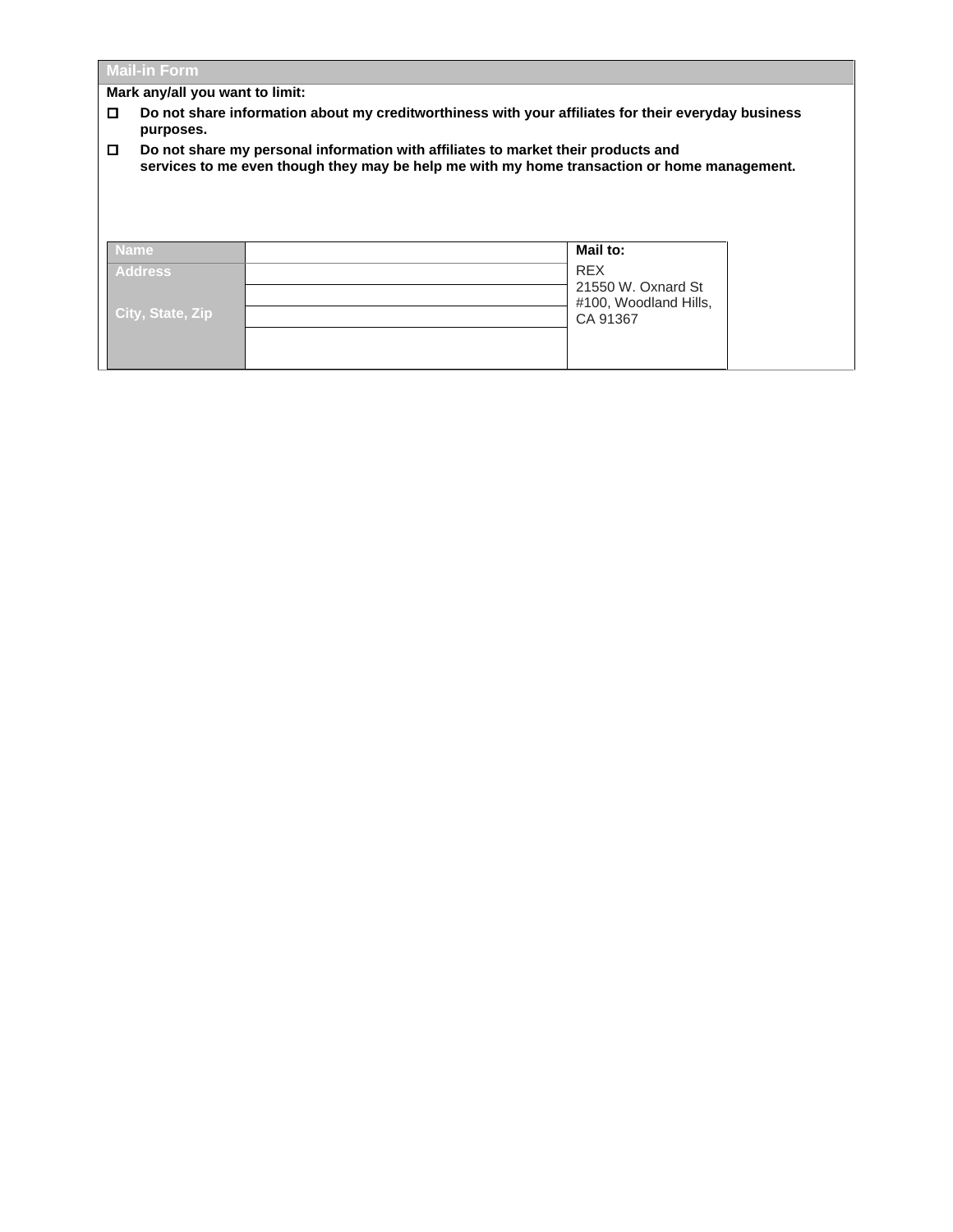## Mail-in Form

**Mark any/all you want to limit:**

- ☐ **Do not share information about my creditworthiness with your affiliates for their everyday business purposes.**
- ☐ **Do not share my personal information with affiliates to market their products and services to me even though they may be help me with my home transaction or home management.**

| | | |
|---|---|---|
| Name | | **Mail to:** |
| Address | | REX<br>21550 W. Oxnard St<br>#100, Woodland Hills,<br>CA 91367 |
| | | |
| City, State, Zip | | |
| | | |